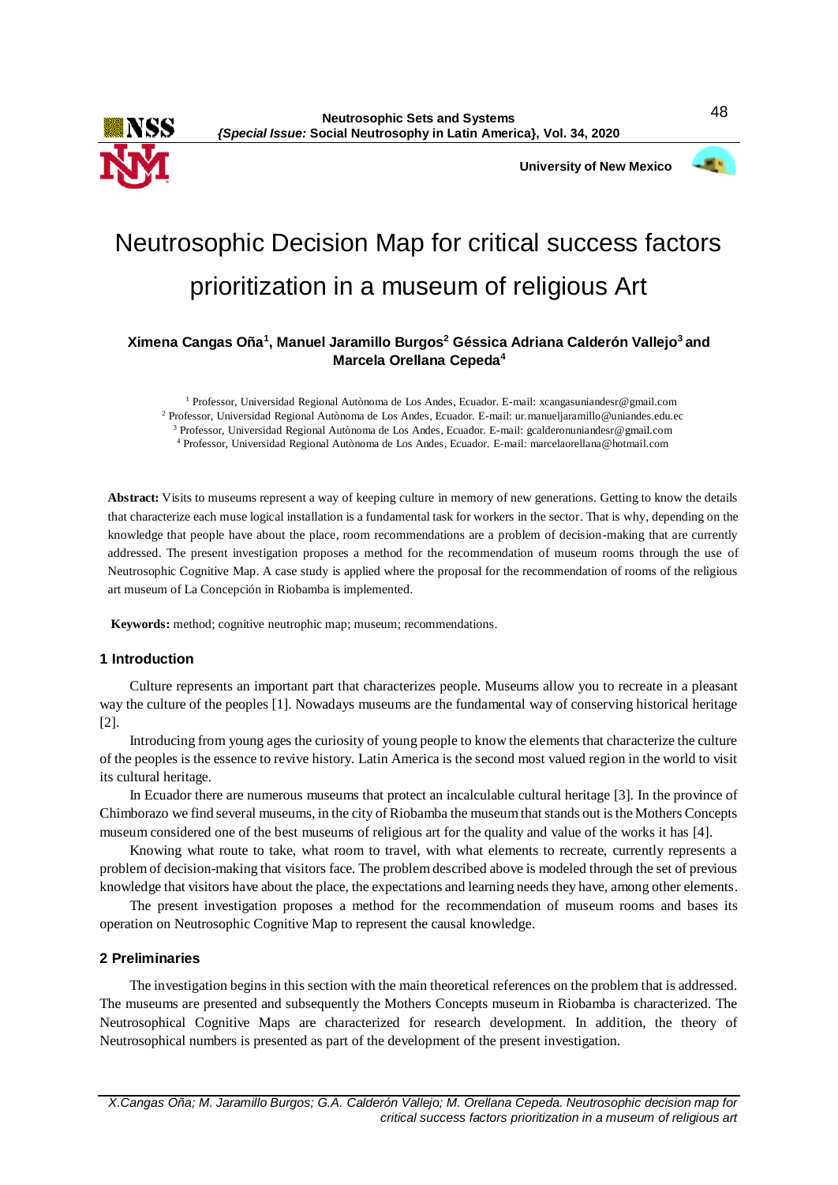# Neutrosophic Decision Map for critical success factors prioritization in a museum of religious Art

**Ximena Cangas Oña[1], Manuel Jaramillo Burgos[2] Géssica Adriana Calderón Vallejo[3] and Marcela Orellana Cepeda[4]**

[1] Professor, Universidad Regional Autònoma de Los Andes, Ecuador. E-mail: xcangasuniandesr@gmail.com
[2] Professor, Universidad Regional Autònoma de Los Andes, Ecuador. E-mail: ur.manueljaramillo@uniandes.edu.ec
[3] Professor, Universidad Regional Autònoma de Los Andes, Ecuador. E-mail: gcalderonuniandesr@gmail.com
[4] Professor, Universidad Regional Autònoma de Los Andes, Ecuador. E-mail: marcelaorellana@hotmail.com

**Abstract:** Visits to museums represent a way of keeping culture in memory of new generations. Getting to know the details that characterize each muse logical installation is a fundamental task for workers in the sector. That is why, depending on the knowledge that people have about the place, room recommendations are a problem of decision-making that are currently addressed. The present investigation proposes a method for the recommendation of museum rooms through the use of Neutrosophic Cognitive Map. A case study is applied where the proposal for the recommendation of rooms of the religious art museum of La Concepción in Riobamba is implemented.

**Keywords:** method; cognitive neutrophic map; museum; recommendations.

## 1 Introduction

Culture represents an important part that characterizes people. Museums allow you to recreate in a pleasant way the culture of the peoples [1]. Nowadays museums are the fundamental way of conserving historical heritage [2].

Introducing from young ages the curiosity of young people to know the elements that characterize the culture of the peoples is the essence to revive history. Latin America is the second most valued region in the world to visit its cultural heritage.

In Ecuador there are numerous museums that protect an incalculable cultural heritage [3]. In the province of Chimborazo we find several museums, in the city of Riobamba the museum that stands out is the Mothers Concepts museum considered one of the best museums of religious art for the quality and value of the works it has [4].

Knowing what route to take, what room to travel, with what elements to recreate, currently represents a problem of decision-making that visitors face. The problem described above is modeled through the set of previous knowledge that visitors have about the place, the expectations and learning needs they have, among other elements.

The present investigation proposes a method for the recommendation of museum rooms and bases its operation on Neutrosophic Cognitive Map to represent the causal knowledge.

## 2 Preliminaries

The investigation begins in this section with the main theoretical references on the problem that is addressed. The museums are presented and subsequently the Mothers Concepts museum in Riobamba is characterized. The Neutrosophical Cognitive Maps are characterized for research development. In addition, the theory of Neutrosophical numbers is presented as part of the development of the present investigation.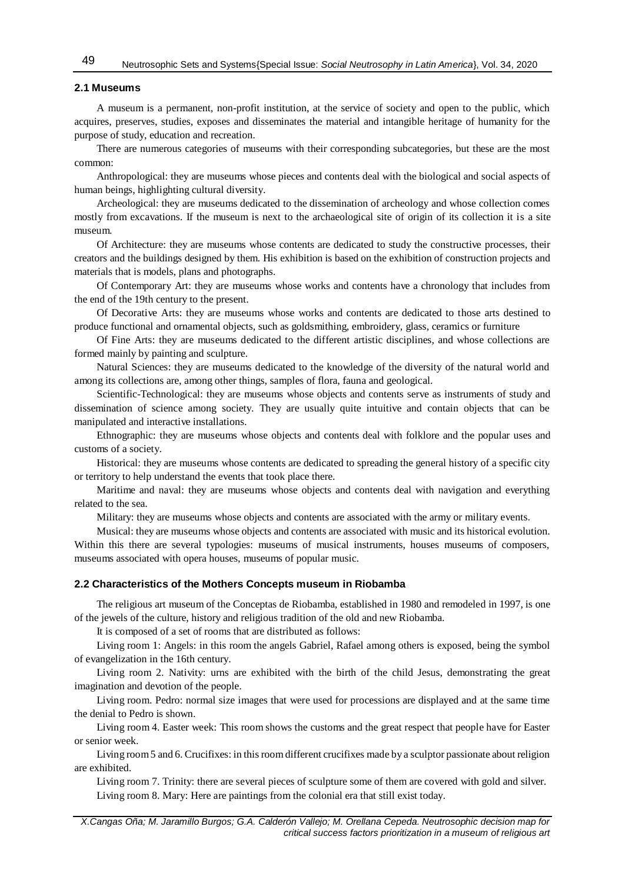### 2.1 Museums

A museum is a permanent, non-profit institution, at the service of society and open to the public, which acquires, preserves, studies, exposes and disseminates the material and intangible heritage of humanity for the purpose of study, education and recreation.

There are numerous categories of museums with their corresponding subcategories, but these are the most common:

Anthropological: they are museums whose pieces and contents deal with the biological and social aspects of human beings, highlighting cultural diversity.

Archeological: they are museums dedicated to the dissemination of archeology and whose collection comes mostly from excavations. If the museum is next to the archaeological site of origin of its collection it is a site museum.

Of Architecture: they are museums whose contents are dedicated to study the constructive processes, their creators and the buildings designed by them. His exhibition is based on the exhibition of construction projects and materials that is models, plans and photographs.

Of Contemporary Art: they are museums whose works and contents have a chronology that includes from the end of the 19th century to the present.

Of Decorative Arts: they are museums whose works and contents are dedicated to those arts destined to produce functional and ornamental objects, such as goldsmithing, embroidery, glass, ceramics or furniture

Of Fine Arts: they are museums dedicated to the different artistic disciplines, and whose collections are formed mainly by painting and sculpture.

Natural Sciences: they are museums dedicated to the knowledge of the diversity of the natural world and among its collections are, among other things, samples of flora, fauna and geological.

Scientific-Technological: they are museums whose objects and contents serve as instruments of study and dissemination of science among society. They are usually quite intuitive and contain objects that can be manipulated and interactive installations.

Ethnographic: they are museums whose objects and contents deal with folklore and the popular uses and customs of a society.

Historical: they are museums whose contents are dedicated to spreading the general history of a specific city or territory to help understand the events that took place there.

Maritime and naval: they are museums whose objects and contents deal with navigation and everything related to the sea.

Military: they are museums whose objects and contents are associated with the army or military events.

Musical: they are museums whose objects and contents are associated with music and its historical evolution. Within this there are several typologies: museums of musical instruments, houses museums of composers, museums associated with opera houses, museums of popular music.

### 2.2 Characteristics of the Mothers Concepts museum in Riobamba

The religious art museum of the Conceptas de Riobamba, established in 1980 and remodeled in 1997, is one of the jewels of the culture, history and religious tradition of the old and new Riobamba.

It is composed of a set of rooms that are distributed as follows:

Living room 1: Angels: in this room the angels Gabriel, Rafael among others is exposed, being the symbol of evangelization in the 16th century.

Living room 2. Nativity: urns are exhibited with the birth of the child Jesus, demonstrating the great imagination and devotion of the people.

Living room. Pedro: normal size images that were used for processions are displayed and at the same time the denial to Pedro is shown.

Living room 4. Easter week: This room shows the customs and the great respect that people have for Easter or senior week.

Living room 5 and 6. Crucifixes: in this room different crucifixes made by a sculptor passionate about religion are exhibited.

Living room 7. Trinity: there are several pieces of sculpture some of them are covered with gold and silver.

Living room 8. Mary: Here are paintings from the colonial era that still exist today.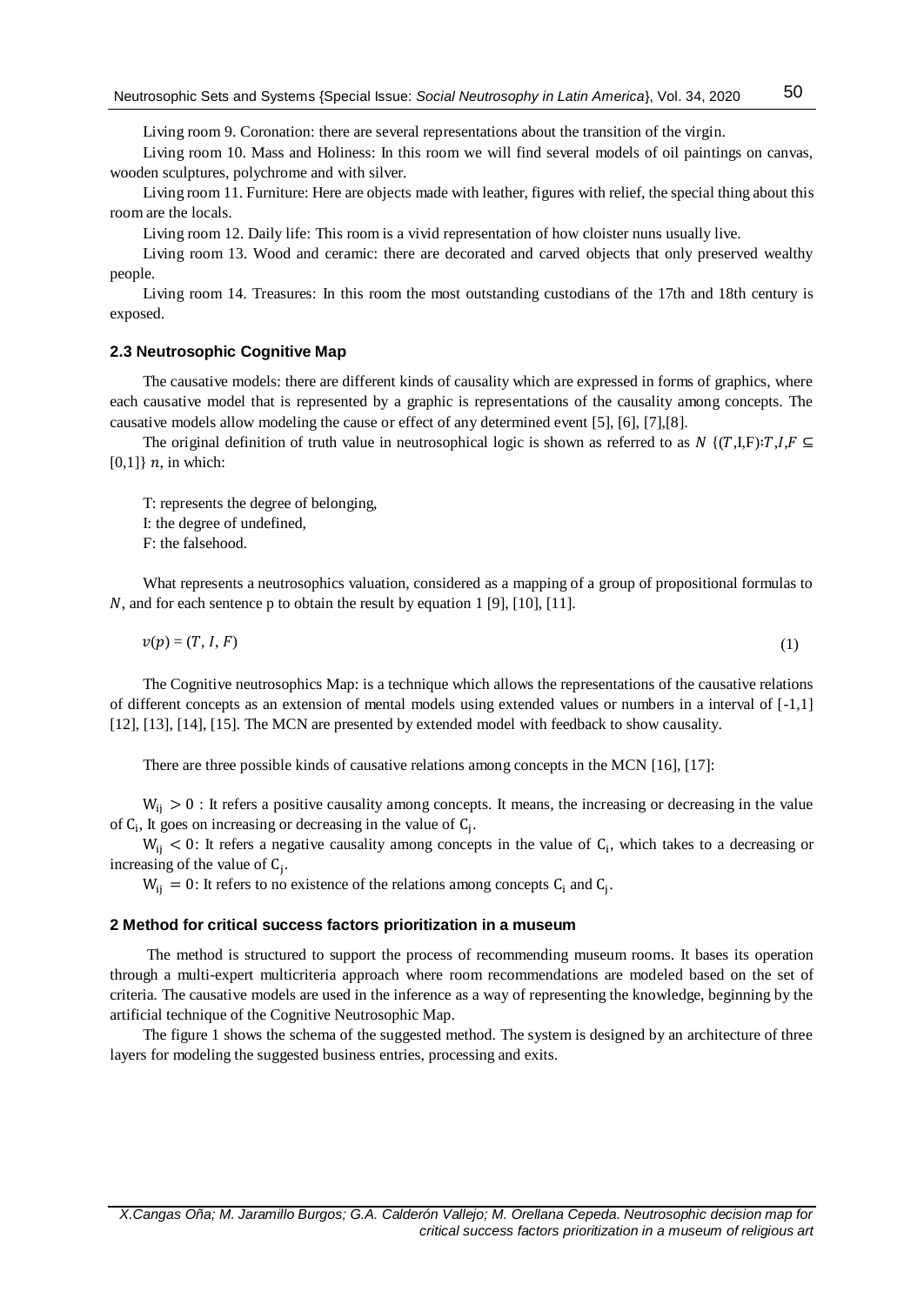Living room 9. Coronation: there are several representations about the transition of the virgin.

Living room 10. Mass and Holiness: In this room we will find several models of oil paintings on canvas, wooden sculptures, polychrome and with silver.

Living room 11. Furniture: Here are objects made with leather, figures with relief, the special thing about this room are the locals.

Living room 12. Daily life: This room is a vivid representation of how cloister nuns usually live.

Living room 13. Wood and ceramic: there are decorated and carved objects that only preserved wealthy people.

Living room 14. Treasures: In this room the most outstanding custodians of the 17th and 18th century is exposed.

### 2.3 Neutrosophic Cognitive Map

The causative models: there are different kinds of causality which are expressed in forms of graphics, where each causative model that is represented by a graphic is representations of the causality among concepts. The causative models allow modeling the cause or effect of any determined event [5], [6], [7],[8].

The original definition of truth value in neutrosophical logic is shown as referred to as $N$ $\{(T,I,F){:}T,I,F \subseteq [0,1]\}$ $n$, in which:

T: represents the degree of belonging,
I: the degree of undefined,
F: the falsehood.

What represents a neutrosophics valuation, considered as a mapping of a group of propositional formulas to $N$, and for each sentence p to obtain the result by equation 1 [9], [10], [11].

$$v(p) = (T, I, F) \tag{1}$$

The Cognitive neutrosophics Map: is a technique which allows the representations of the causative relations of different concepts as an extension of mental models using extended values or numbers in a interval of [-1,1] [12], [13], [14], [15]. The MCN are presented by extended model with feedback to show causality.

There are three possible kinds of causative relations among concepts in the MCN [16], [17]:

$W_{ij} > 0$ : It refers a positive causality among concepts. It means, the increasing or decreasing in the value of $C_i$, It goes on increasing or decreasing in the value of $C_j$.

$W_{ij} < 0$: It refers a negative causality among concepts in the value of $C_i$, which takes to a decreasing or increasing of the value of $C_j$.

$W_{ij} = 0$: It refers to no existence of the relations among concepts $C_i$ and $C_j$.

### 2 Method for critical success factors prioritization in a museum

The method is structured to support the process of recommending museum rooms. It bases its operation through a multi-expert multicriteria approach where room recommendations are modeled based on the set of criteria. The causative models are used in the inference as a way of representing the knowledge, beginning by the artificial technique of the Cognitive Neutrosophic Map.

The figure 1 shows the schema of the suggested method. The system is designed by an architecture of three layers for modeling the suggested business entries, processing and exits.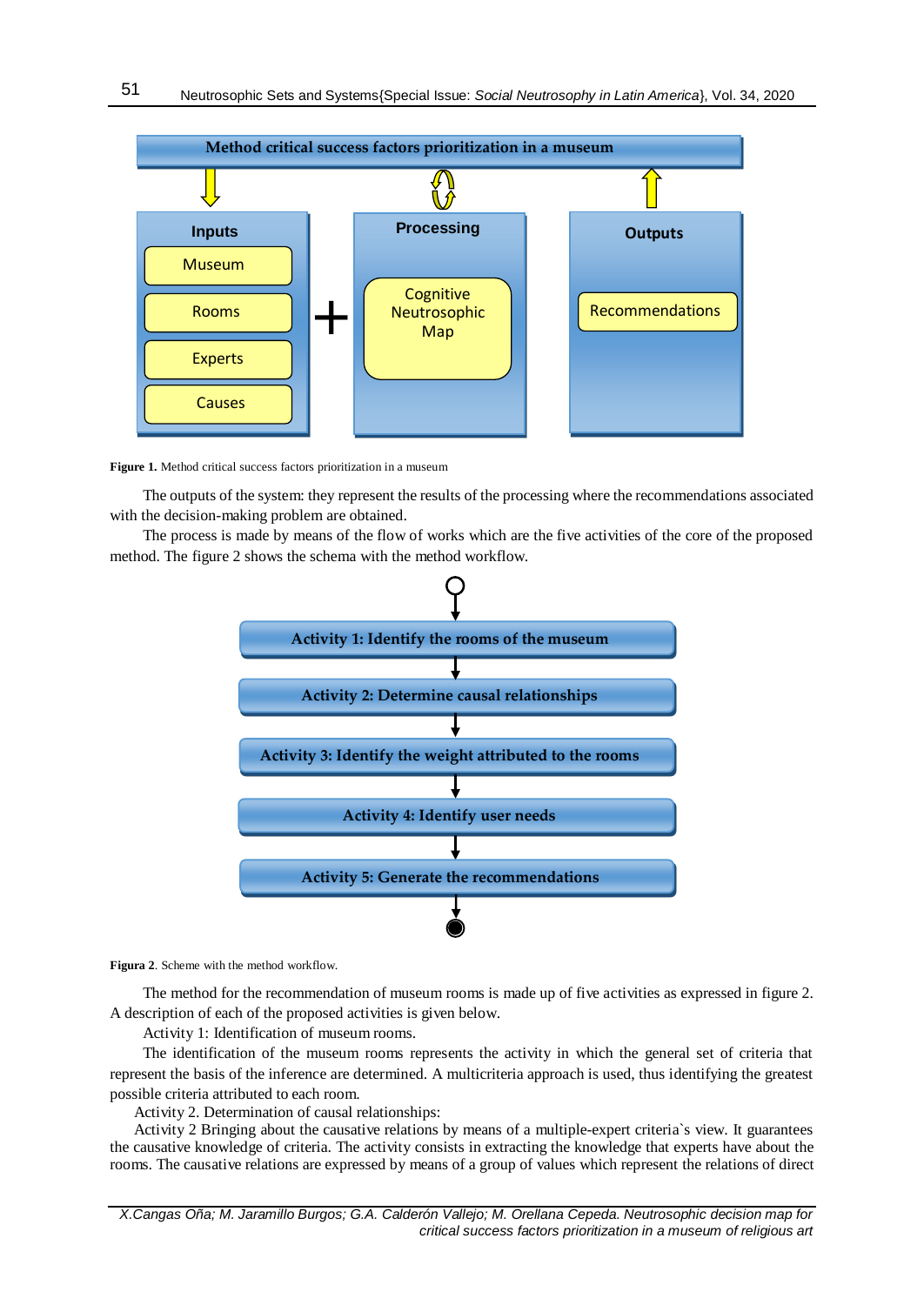Method critical success factors prioritization in a museum

Inputs: Museum, Rooms, Experts, Causes

Processing: Cognitive Neutrosophic Map

Outputs: Recommendations

**Figure 1.** Method critical success factors prioritization in a museum

The outputs of the system: they represent the results of the processing where the recommendations associated with the decision-making problem are obtained.

The process is made by means of the flow of works which are the five activities of the core of the proposed method. The figure 2 shows the schema with the method workflow.

Activity 1: Identify the rooms of the museum

Activity 2: Determine causal relationships

Activity 3: Identify the weight attributed to the rooms

Activity 4: Identify user needs

Activity 5: Generate the recommendations

**Figura 2**. Scheme with the method workflow.

The method for the recommendation of museum rooms is made up of five activities as expressed in figure 2. A description of each of the proposed activities is given below.

Activity 1: Identification of museum rooms.

The identification of the museum rooms represents the activity in which the general set of criteria that represent the basis of the inference are determined. A multicriteria approach is used, thus identifying the greatest possible criteria attributed to each room.

Activity 2. Determination of causal relationships:

Activity 2 Bringing about the causative relations by means of a multiple-expert criteria`s view. It guarantees the causative knowledge of criteria. The activity consists in extracting the knowledge that experts have about the rooms. The causative relations are expressed by means of a group of values which represent the relations of direct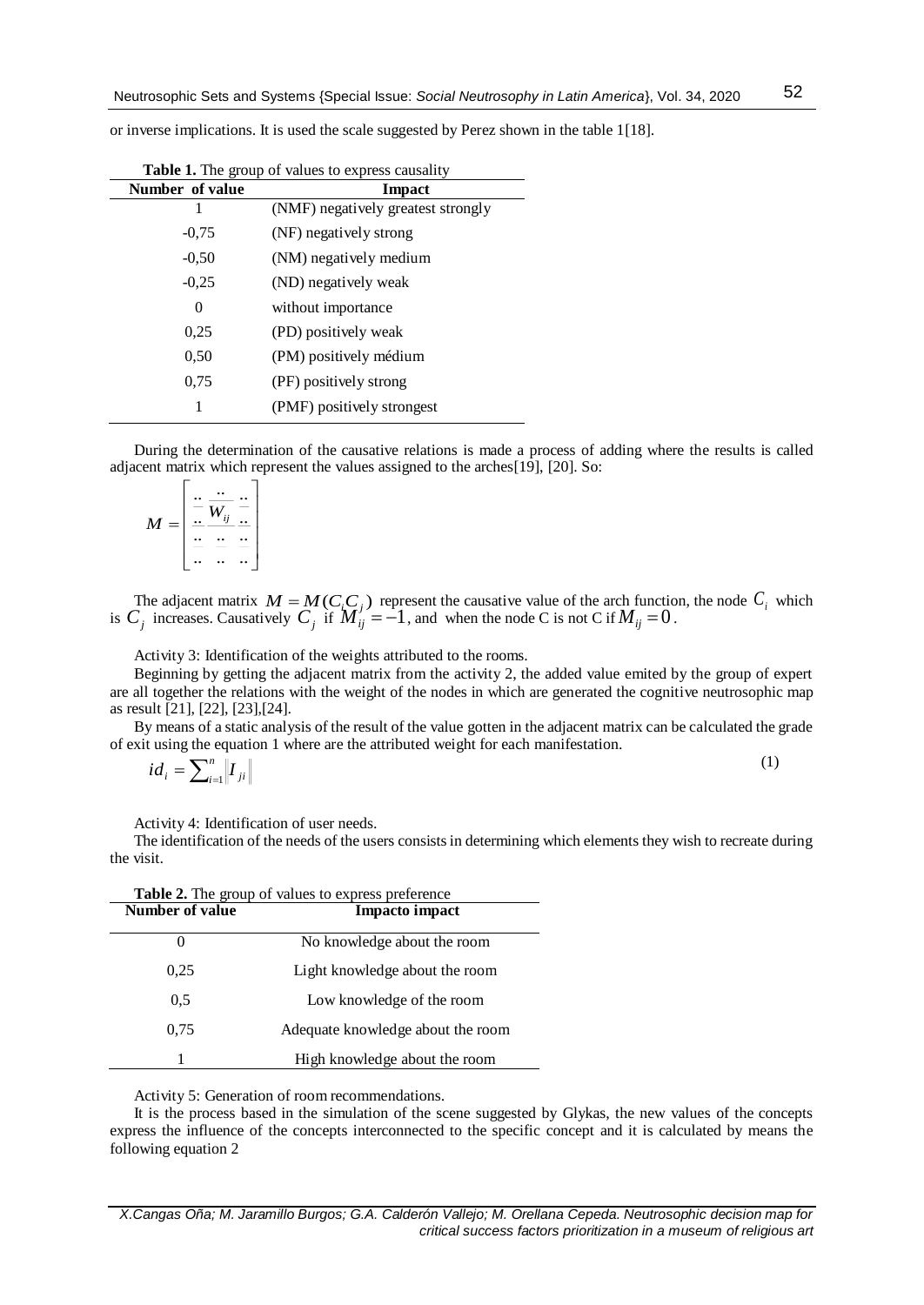or inverse implications. It is used the scale suggested by Perez shown in the table 1[18].

**Table 1.** The group of values to express causality

| Number of value | Impact |
|---|---|
| 1 | (NMF) negatively greatest strongly |
| -0,75 | (NF) negatively strong |
| -0,50 | (NM) negatively medium |
| -0,25 | (ND) negatively weak |
| 0 | without importance |
| 0,25 | (PD) positively weak |
| 0,50 | (PM) positively médium |
| 0,75 | (PF) positively strong |
| 1 | (PMF) positively strongest |

During the determination of the causative relations is made a process of adding where the results is called adjacent matrix which represent the values assigned to the arches[19], [20]. So:

$$M = \begin{bmatrix} .. & .. & .. \\ .. & W_{ij} & .. \\ .. & .. & .. \\ .. & .. & .. \end{bmatrix}$$

The adjacent matrix $M = M(C_i C_j)$ represent the causative value of the arch function, the node $C_i$ which is $C_j$ increases. Causatively $C_j$ if $M_{ij} = -1$, and when the node C is not C if $M_{ij} = 0$.

Activity 3: Identification of the weights attributed to the rooms.

Beginning by getting the adjacent matrix from the activity 2, the added value emited by the group of expert are all together the relations with the weight of the nodes in which are generated the cognitive neutrosophic map as result [21], [22], [23],[24].

By means of a static analysis of the result of the value gotten in the adjacent matrix can be calculated the grade of exit using the equation 1 where are the attributed weight for each manifestation.

$$id_i = \sum_{i=1}^{n} \left\| I_{ji} \right\| \tag{1}$$

Activity 4: Identification of user needs.

The identification of the needs of the users consists in determining which elements they wish to recreate during the visit.

**Table 2.** The group of values to express preference

| Number of value | Impacto impact |
|---|---|
| 0 | No knowledge about the room |
| 0,25 | Light knowledge about the room |
| 0,5 | Low knowledge of the room |
| 0,75 | Adequate knowledge about the room |
| 1 | High knowledge about the room |

Activity 5: Generation of room recommendations.

It is the process based in the simulation of the scene suggested by Glykas, the new values of the concepts express the influence of the concepts interconnected to the specific concept and it is calculated by means the following equation 2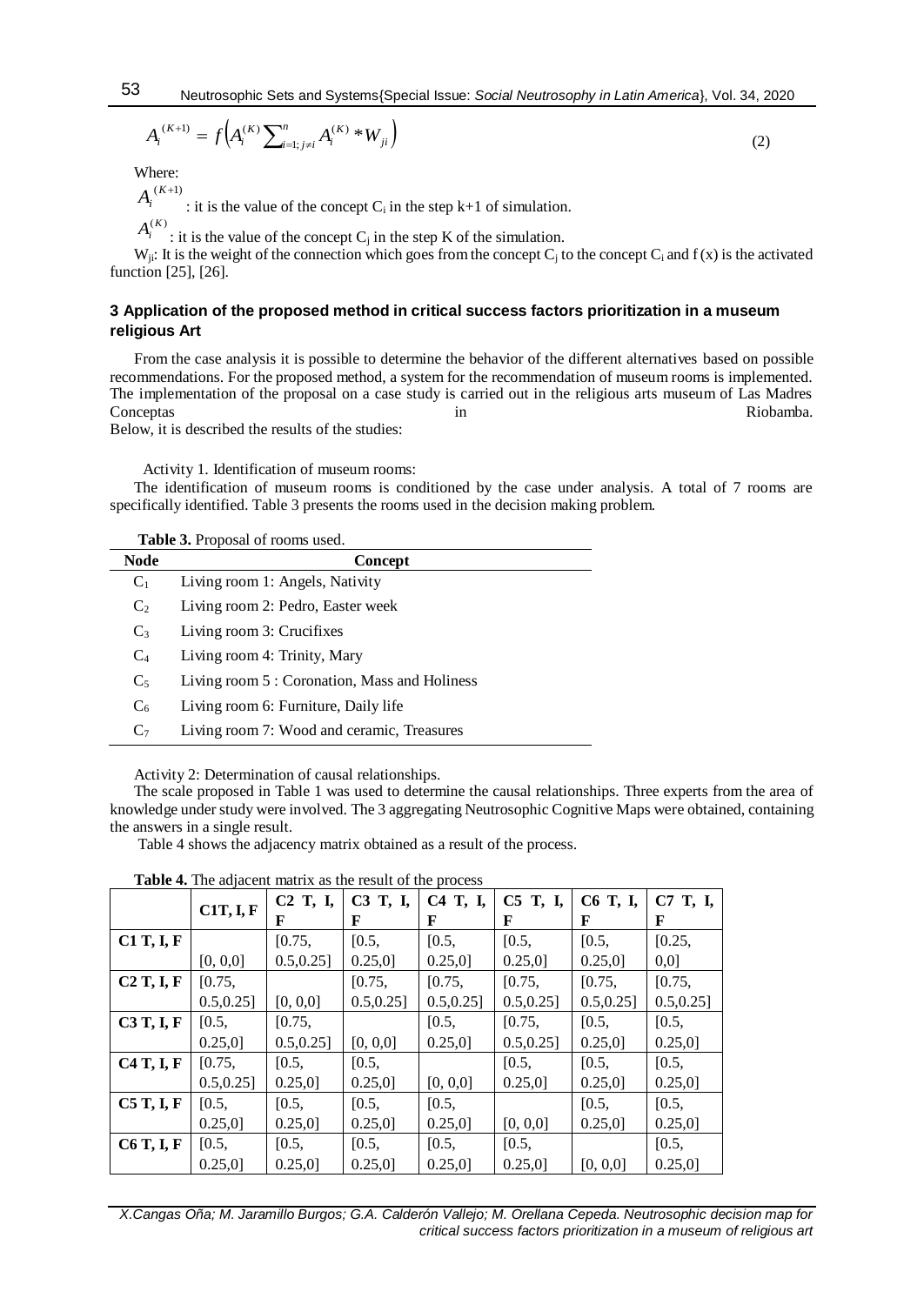$$A_i^{(K+1)} = f\left(A_i^{(K)} \sum_{i=1; j\neq i}^{n} A_i^{(K)} * W_{ji}\right) \quad (2)$$

Where:

$A_i^{(K+1)}$ : it is the value of the concept $C_i$ in the step k+1 of simulation.

$A_i^{(K)}$ : it is the value of the concept $C_j$ in the step K of the simulation.

$W_{ji}$: It is the weight of the connection which goes from the concept $C_j$ to the concept $C_i$ and f (x) is the activated function [25], [26].

## 3 Application of the proposed method in critical success factors prioritization in a museum religious Art

From the case analysis it is possible to determine the behavior of the different alternatives based on possible recommendations. For the proposed method, a system for the recommendation of museum rooms is implemented. The implementation of the proposal on a case study is carried out in the religious arts museum of Las Madres Conceptas in Riobamba.

Below, it is described the results of the studies:

Activity 1. Identification of museum rooms:

The identification of museum rooms is conditioned by the case under analysis. A total of 7 rooms are specifically identified. Table 3 presents the rooms used in the decision making problem.

**Table 3.** Proposal of rooms used.

| Node | Concept |
|---|---|
| $C_1$ | Living room 1: Angels, Nativity |
| $C_2$ | Living room 2: Pedro, Easter week |
| $C_3$ | Living room 3: Crucifixes |
| $C_4$ | Living room 4: Trinity, Mary |
| $C_5$ | Living room 5 : Coronation, Mass and Holiness |
| $C_6$ | Living room 6: Furniture, Daily life |
| $C_7$ | Living room 7: Wood and ceramic, Treasures |

Activity 2: Determination of causal relationships.

The scale proposed in Table 1 was used to determine the causal relationships. Three experts from the area of knowledge under study were involved. The 3 aggregating Neutrosophic Cognitive Maps were obtained, containing the answers in a single result.

Table 4 shows the adjacency matrix obtained as a result of the process.

**Table 4.** The adjacent matrix as the result of the process

| | **C1T, I, F** | **C2 T, I, F** | **C3 T, I, F** | **C4 T, I, F** | **C5 T, I, F** | **C6 T, I, F** | **C7 T, I, F** |
|---|---|---|---|---|---|---|---|
| **C1 T, I, F** | [0, 0,0] | [0.75, 0.5,0.25] | [0.5, 0.25,0] | [0.5, 0.25,0] | [0.5, 0.25,0] | [0.5, 0.25,0] | [0.25, 0,0] |
| **C2 T, I, F** | [0.75, 0.5,0.25] | [0, 0,0] | [0.75, 0.5,0.25] | [0.75, 0.5,0.25] | [0.75, 0.5,0.25] | [0.75, 0.5,0.25] | [0.75, 0.5,0.25] |
| **C3 T, I, F** | [0.5, 0.25,0] | [0.75, 0.5,0.25] | [0, 0,0] | [0.5, 0.25,0] | [0.75, 0.5,0.25] | [0.5, 0.25,0] | [0.5, 0.25,0] |
| **C4 T, I, F** | [0.75, 0.5,0.25] | [0.5, 0.25,0] | [0.5, 0.25,0] | [0, 0,0] | [0.5, 0.25,0] | [0.5, 0.25,0] | [0.5, 0.25,0] |
| **C5 T, I, F** | [0.5, 0.25,0] | [0.5, 0.25,0] | [0.5, 0.25,0] | [0.5, 0.25,0] | [0, 0,0] | [0.5, 0.25,0] | [0.5, 0.25,0] |
| **C6 T, I, F** | [0.5, 0.25,0] | [0.5, 0.25,0] | [0.5, 0.25,0] | [0.5, 0.25,0] | [0.5, 0.25,0] | [0, 0,0] | [0.5, 0.25,0] |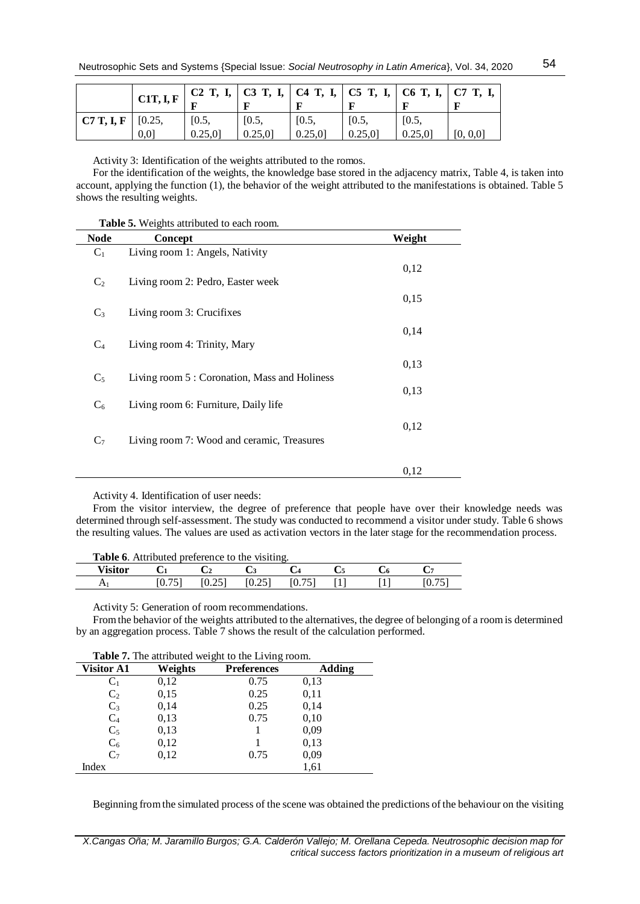| | C1T, I, F | C2 T, I, F | C3 T, I, F | C4 T, I, F | C5 T, I, F | C6 T, I, F | C7 T, I, F |
|---|---|---|---|---|---|---|---|
| C7 T, I, F | [0.25, 0,0] | [0.5, 0.25,0] | [0.5, 0.25,0] | [0.5, 0.25,0] | [0.5, 0.25,0] | [0.5, 0.25,0] | [0, 0,0] |

Activity 3: Identification of the weights attributed to the romos.

For the identification of the weights, the knowledge base stored in the adjacency matrix, Table 4, is taken into account, applying the function (1), the behavior of the weight attributed to the manifestations is obtained. Table 5 shows the resulting weights.

**Table 5.** Weights attributed to each room.

| Node | Concept | Weight |
|---|---|---|
| $C_1$ | Living room 1: Angels, Nativity | 0,12 |
| $C_2$ | Living room 2: Pedro, Easter week | 0,15 |
| $C_3$ | Living room 3: Crucifixes | 0,14 |
| $C_4$ | Living room 4: Trinity, Mary | 0,13 |
| $C_5$ | Living room 5 : Coronation, Mass and Holiness | 0,13 |
| $C_6$ | Living room 6: Furniture, Daily life | 0,12 |
| $C_7$ | Living room 7: Wood and ceramic, Treasures | 0,12 |

Activity 4. Identification of user needs:

From the visitor interview, the degree of preference that people have over their knowledge needs was determined through self-assessment. The study was conducted to recommend a visitor under study. Table 6 shows the resulting values. The values are used as activation vectors in the later stage for the recommendation process.

**Table 6**. Attributed preference to the visiting.

| Visitor | $C_1$ | $C_2$ | $C_3$ | $C_4$ | $C_5$ | $C_6$ | $C_7$ |
|---|---|---|---|---|---|---|---|
| $A_1$ | [0.75] | [0.25] | [0.25] | [0.75] | [1] | [1] | [0.75] |

Activity 5: Generation of room recommendations.

From the behavior of the weights attributed to the alternatives, the degree of belonging of a room is determined by an aggregation process. Table 7 shows the result of the calculation performed.

**Table 7.** The attributed weight to the Living room.

| Visitor A1 | Weights | Preferences | Adding |
|---|---|---|---|
| $C_1$ | 0,12 | 0.75 | 0,13 |
| $C_2$ | 0,15 | 0.25 | 0,11 |
| $C_3$ | 0,14 | 0.25 | 0,14 |
| $C_4$ | 0,13 | 0.75 | 0,10 |
| $C_5$ | 0,13 | 1 | 0,09 |
| $C_6$ | 0,12 | 1 | 0,13 |
| $C_7$ | 0,12 | 0.75 | 0,09 |
| Index | | | 1,61 |

Beginning from the simulated process of the scene was obtained the predictions of the behaviour on the visiting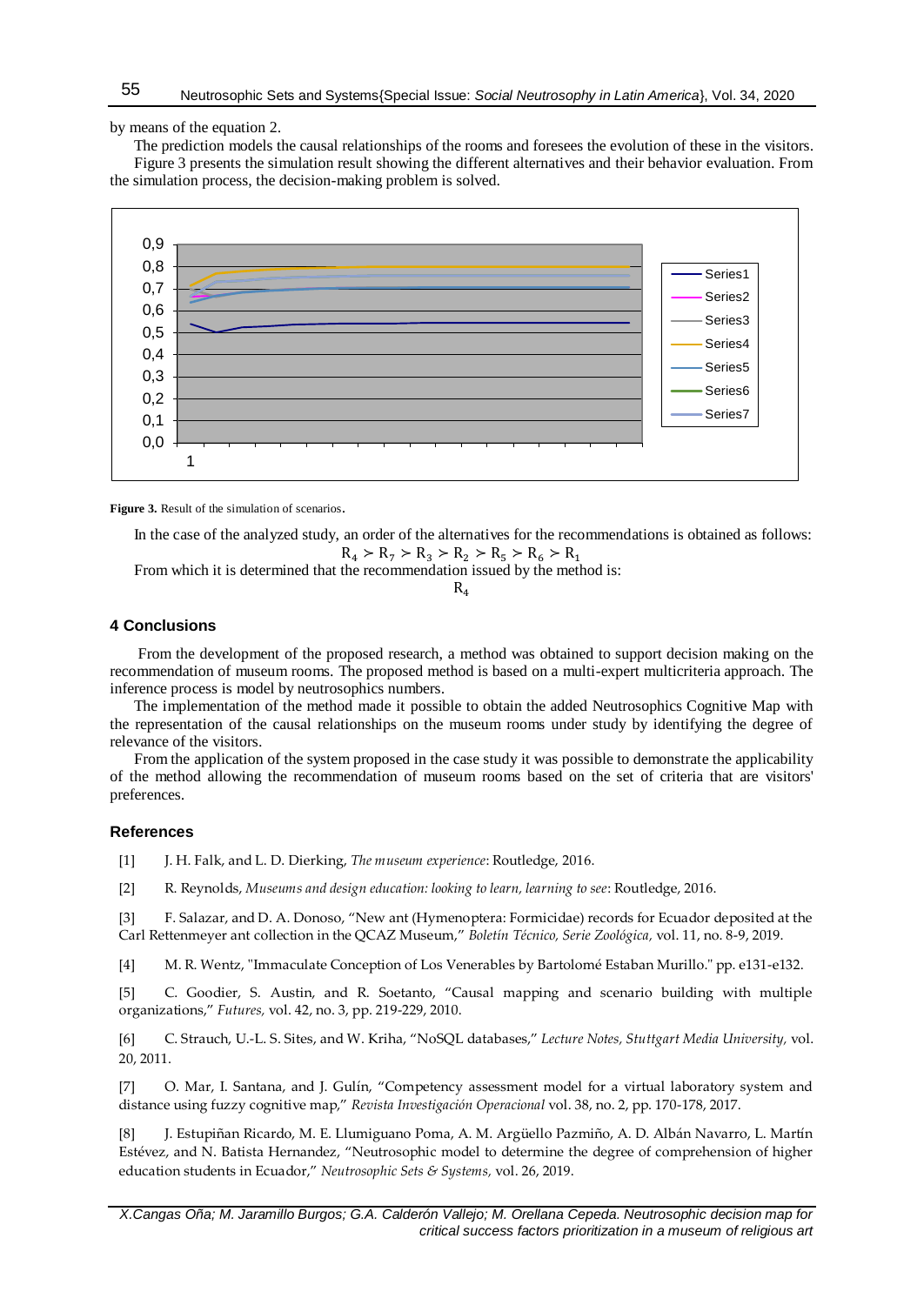by means of the equation 2.

The prediction models the causal relationships of the rooms and foresees the evolution of these in the visitors. Figure 3 presents the simulation result showing the different alternatives and their behavior evaluation. From the simulation process, the decision-making problem is solved.

**Figure 3.** Result of the simulation of scenarios.

In the case of the analyzed study, an order of the alternatives for the recommendations is obtained as follows:

$$R_4 \succ R_7 \succ R_3 \succ R_2 \succ R_5 \succ R_6 \succ R_1$$

From which it is determined that the recommendation issued by the method is:

$$R_4$$

## 4 Conclusions

From the development of the proposed research, a method was obtained to support decision making on the recommendation of museum rooms. The proposed method is based on a multi-expert multicriteria approach. The inference process is model by neutrosophics numbers.

The implementation of the method made it possible to obtain the added Neutrosophics Cognitive Map with the representation of the causal relationships on the museum rooms under study by identifying the degree of relevance of the visitors.

From the application of the system proposed in the case study it was possible to demonstrate the applicability of the method allowing the recommendation of museum rooms based on the set of criteria that are visitors' preferences.

## References

[1] J. H. Falk, and L. D. Dierking, *The museum experience*: Routledge, 2016.

[2] R. Reynolds, *Museums and design education: looking to learn, learning to see*: Routledge, 2016.

[3] F. Salazar, and D. A. Donoso, "New ant (Hymenoptera: Formicidae) records for Ecuador deposited at the Carl Rettenmeyer ant collection in the QCAZ Museum," *Boletín Técnico, Serie Zoológica,* vol. 11, no. 8-9, 2019.

[4] M. R. Wentz, "Immaculate Conception of Los Venerables by Bartolomé Estaban Murillo." pp. e131-e132.

[5] C. Goodier, S. Austin, and R. Soetanto, "Causal mapping and scenario building with multiple organizations," *Futures,* vol. 42, no. 3, pp. 219-229, 2010.

[6] C. Strauch, U.-L. S. Sites, and W. Kriha, "NoSQL databases," *Lecture Notes, Stuttgart Media University,* vol. 20, 2011.

[7] O. Mar, I. Santana, and J. Gulín, "Competency assessment model for a virtual laboratory system and distance using fuzzy cognitive map," *Revista Investigación Operacional* vol. 38, no. 2, pp. 170-178, 2017.

[8] J. Estupiñan Ricardo, M. E. Llumiguano Poma, A. M. Argüello Pazmiño, A. D. Albán Navarro, L. Martín Estévez, and N. Batista Hernandez, "Neutrosophic model to determine the degree of comprehension of higher education students in Ecuador," *Neutrosophic Sets & Systems,* vol. 26, 2019.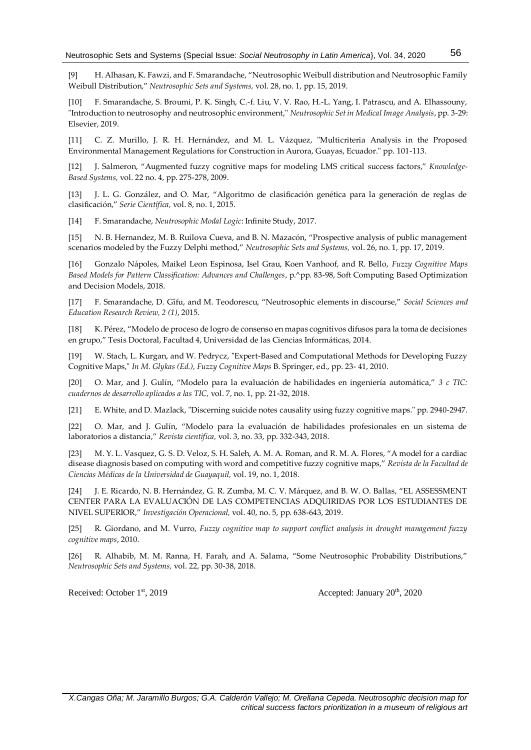[9] H. Alhasan, K. Fawzi, and F. Smarandache, "Neutrosophic Weibull distribution and Neutrosophic Family Weibull Distribution," *Neutrosophic Sets and Systems,* vol. 28, no. 1, pp. 15, 2019.

[10] F. Smarandache, S. Broumi, P. K. Singh, C.-f. Liu, V. V. Rao, H.-L. Yang, I. Patrascu, and A. Elhassouny, "Introduction to neutrosophy and neutrosophic environment," *Neutrosophic Set in Medical Image Analysis*, pp. 3-29: Elsevier, 2019.

[11] C. Z. Murillo, J. R. H. Hernández, and M. L. Vázquez, "Multicriteria Analysis in the Proposed Environmental Management Regulations for Construction in Aurora, Guayas, Ecuador." pp. 101-113.

[12] J. Salmeron, "Augmented fuzzy cognitive maps for modeling LMS critical success factors," *Knowledge-Based Systems,* vol. 22 no. 4, pp. 275-278, 2009.

[13] J. L. G. González, and O. Mar, "Algoritmo de clasificación genética para la generación de reglas de clasificación," *Serie Científica,* vol. 8, no. 1, 2015.

[14] F. Smarandache, *Neutrosophic Modal Logic*: Infinite Study, 2017.

[15] N. B. Hernandez, M. B. Ruilova Cueva, and B. N. Mazacón, "Prospective analysis of public management scenarios modeled by the Fuzzy Delphi method," *Neutrosophic Sets and Systems,* vol. 26, no. 1, pp. 17, 2019.

[16] Gonzalo Nápoles, Maikel Leon Espinosa, Isel Grau, Koen Vanhoof, and R. Bello, *Fuzzy Cognitive Maps Based Models for Pattern Classification: Advances and Challenges*, p.^pp. 83-98, Soft Computing Based Optimization and Decision Models, 2018.

[17] F. Smarandache, D. Gîfu, and M. Teodorescu, "Neutrosophic elements in discourse," *Social Sciences and Education Research Review, 2 (1)*, 2015.

[18] K. Pérez, "Modelo de proceso de logro de consenso en mapas cognitivos difusos para la toma de decisiones en grupo," Tesis Doctoral, Facultad 4, Universidad de las Ciencias Informáticas, 2014.

[19] W. Stach, L. Kurgan, and W. Pedrycz, "Expert-Based and Computational Methods for Developing Fuzzy Cognitive Maps," *In M. Glykas (Ed.), Fuzzy Cognitive Maps* B. Springer, ed., pp. 23- 41, 2010.

[20] O. Mar, and J. Gulín, "Modelo para la evaluación de habilidades en ingeniería automática," *3 c TIC: cuadernos de desarrollo aplicados a las TIC,* vol. 7, no. 1, pp. 21-32, 2018.

[21] E. White, and D. Mazlack, "Discerning suicide notes causality using fuzzy cognitive maps." pp. 2940-2947.

[22] O. Mar, and J. Gulín, "Modelo para la evaluación de habilidades profesionales en un sistema de laboratorios a distancia," *Revista científica,* vol. 3, no. 33, pp. 332-343, 2018.

[23] M. Y. L. Vasquez, G. S. D. Veloz, S. H. Saleh, A. M. A. Roman, and R. M. A. Flores, "A model for a cardiac disease diagnosis based on computing with word and competitive fuzzy cognitive maps," *Revista de la Facultad de Ciencias Médicas de la Universidad de Guayaquil,* vol. 19, no. 1, 2018.

[24] J. E. Ricardo, N. B. Hernández, G. R. Zumba, M. C. V. Márquez, and B. W. O. Ballas, "EL ASSESSMENT CENTER PARA LA EVALUACIÓN DE LAS COMPETENCIAS ADQUIRIDAS POR LOS ESTUDIANTES DE NIVEL SUPERIOR," *Investigación Operacional,* vol. 40, no. 5, pp. 638-643, 2019.

[25] R. Giordano, and M. Vurro, *Fuzzy cognitive map to support conflict analysis in drought management fuzzy cognitive maps*, 2010.

[26] R. Alhabib, M. M. Ranna, H. Farah, and A. Salama, "Some Neutrosophic Probability Distributions," *Neutrosophic Sets and Systems,* vol. 22, pp. 30-38, 2018.

Received: October 1st, 2019 Accepted: January 20th, 2020